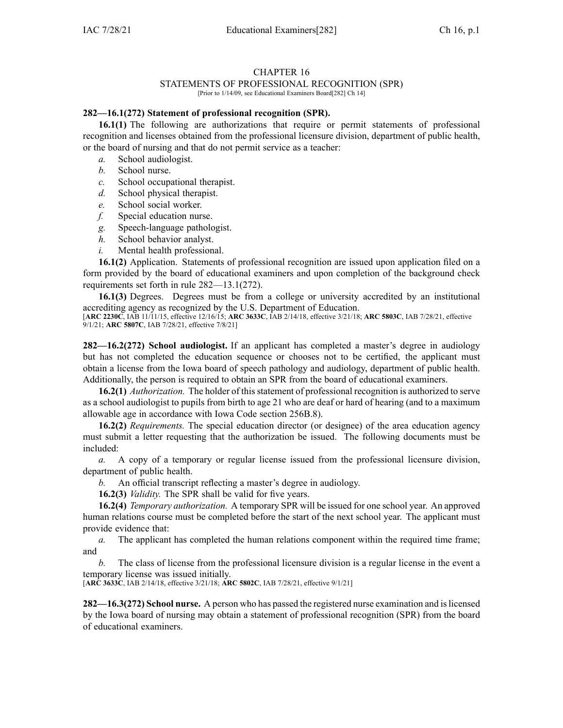# CHAPTER 16
## STATEMENTS OF PROFESSIONAL RECOGNITION (SPR)

[Prior to 1/14/09, see Educational Examiners Board[282] Ch 14]

**282—16.1(272) Statement of professional recognition (SPR).**

**16.1(1)** The following are authorizations that require or permit statements of professional recognition and licenses obtained from the professional licensure division, department of public health, or the board of nursing and that do not permit service as a teacher:

*a.* School audiologist.

*b.* School nurse.

*c.* School occupational therapist.

*d.* School physical therapist.

*e.* School social worker.

*f.* Special education nurse.

*g.* Speech-language pathologist.

*h.* School behavior analyst.

*i.* Mental health professional.

**16.1(2)** Application. Statements of professional recognition are issued upon application filed on a form provided by the board of educational examiners and upon completion of the background check requirements set forth in rule 282—13.1(272).

**16.1(3)** Degrees. Degrees must be from a college or university accredited by an institutional accrediting agency as recognized by the U.S. Department of Education.

[**ARC 2230C**, IAB 11/11/15, effective 12/16/15; **ARC 3633C**, IAB 2/14/18, effective 3/21/18; **ARC 5803C**, IAB 7/28/21, effective 9/1/21; **ARC 5807C**, IAB 7/28/21, effective 7/8/21]

**282—16.2(272) School audiologist.** If an applicant has completed a master's degree in audiology but has not completed the education sequence or chooses not to be certified, the applicant must obtain a license from the Iowa board of speech pathology and audiology, department of public health. Additionally, the person is required to obtain an SPR from the board of educational examiners.

**16.2(1)** *Authorization.* The holder of this statement of professional recognition is authorized to serve as a school audiologist to pupils from birth to age 21 who are deaf or hard of hearing (and to a maximum allowable age in accordance with Iowa Code section 256B.8).

**16.2(2)** *Requirements.* The special education director (or designee) of the area education agency must submit a letter requesting that the authorization be issued. The following documents must be included:

*a.* A copy of a temporary or regular license issued from the professional licensure division, department of public health.

*b.* An official transcript reflecting a master's degree in audiology.

**16.2(3)** *Validity.* The SPR shall be valid for five years.

**16.2(4)** *Temporary authorization.* A temporary SPR will be issued for one school year. An approved human relations course must be completed before the start of the next school year. The applicant must provide evidence that:

*a.* The applicant has completed the human relations component within the required time frame; and

*b.* The class of license from the professional licensure division is a regular license in the event a temporary license was issued initially.

[**ARC 3633C**, IAB 2/14/18, effective 3/21/18; **ARC 5802C**, IAB 7/28/21, effective 9/1/21]

**282—16.3(272) School nurse.** A person who has passed the registered nurse examination and is licensed by the Iowa board of nursing may obtain a statement of professional recognition (SPR) from the board of educational examiners.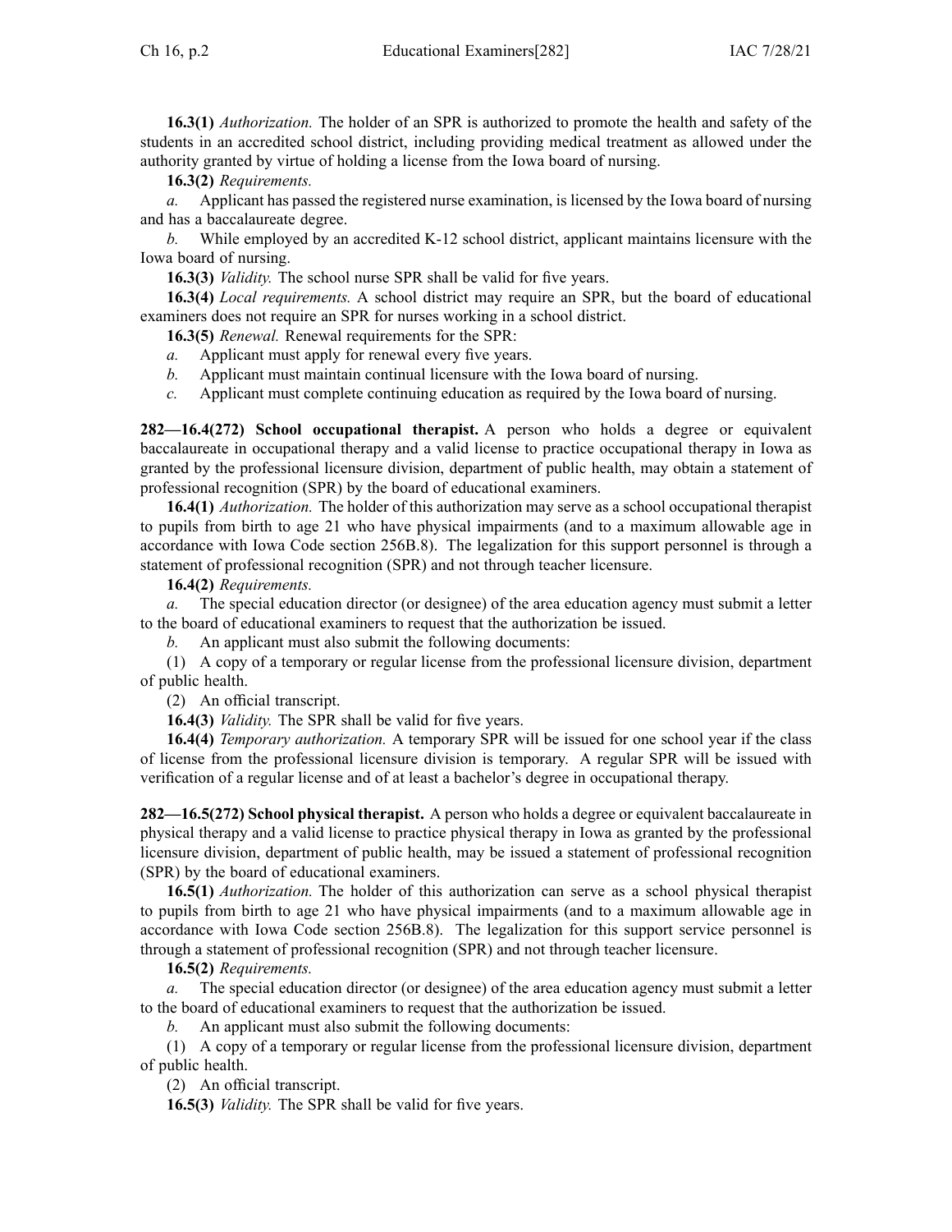**16.3(1)** *Authorization.* The holder of an SPR is authorized to promote the health and safety of the students in an accredited school district, including providing medical treatment as allowed under the authority granted by virtue of holding a license from the Iowa board of nursing.

**16.3(2)** *Requirements.*

*a.* Applicant has passed the registered nurse examination, is licensed by the Iowa board of nursing and has a baccalaureate degree.

*b.* While employed by an accredited K-12 school district, applicant maintains licensure with the Iowa board of nursing.

**16.3(3)** *Validity.* The school nurse SPR shall be valid for five years.

**16.3(4)** *Local requirements.* A school district may require an SPR, but the board of educational examiners does not require an SPR for nurses working in a school district.

**16.3(5)** *Renewal.* Renewal requirements for the SPR:

*a.* Applicant must apply for renewal every five years.

*b.* Applicant must maintain continual licensure with the Iowa board of nursing.

*c.* Applicant must complete continuing education as required by the Iowa board of nursing.

**282—16.4(272) School occupational therapist.** A person who holds a degree or equivalent baccalaureate in occupational therapy and a valid license to practice occupational therapy in Iowa as granted by the professional licensure division, department of public health, may obtain a statement of professional recognition (SPR) by the board of educational examiners.

**16.4(1)** *Authorization.* The holder of this authorization may serve as a school occupational therapist to pupils from birth to age 21 who have physical impairments (and to a maximum allowable age in accordance with Iowa Code section 256B.8). The legalization for this support personnel is through a statement of professional recognition (SPR) and not through teacher licensure.

**16.4(2)** *Requirements.*

*a.* The special education director (or designee) of the area education agency must submit a letter to the board of educational examiners to request that the authorization be issued.

*b.* An applicant must also submit the following documents:

(1) A copy of a temporary or regular license from the professional licensure division, department of public health.

(2) An official transcript.

**16.4(3)** *Validity.* The SPR shall be valid for five years.

**16.4(4)** *Temporary authorization.* A temporary SPR will be issued for one school year if the class of license from the professional licensure division is temporary. A regular SPR will be issued with verification of a regular license and of at least a bachelor's degree in occupational therapy.

**282—16.5(272) School physical therapist.** A person who holds a degree or equivalent baccalaureate in physical therapy and a valid license to practice physical therapy in Iowa as granted by the professional licensure division, department of public health, may be issued a statement of professional recognition (SPR) by the board of educational examiners.

**16.5(1)** *Authorization.* The holder of this authorization can serve as a school physical therapist to pupils from birth to age 21 who have physical impairments (and to a maximum allowable age in accordance with Iowa Code section 256B.8). The legalization for this support service personnel is through a statement of professional recognition (SPR) and not through teacher licensure.

**16.5(2)** *Requirements.*

*a.* The special education director (or designee) of the area education agency must submit a letter to the board of educational examiners to request that the authorization be issued.

*b.* An applicant must also submit the following documents:

(1) A copy of a temporary or regular license from the professional licensure division, department of public health.

(2) An official transcript.

**16.5(3)** *Validity.* The SPR shall be valid for five years.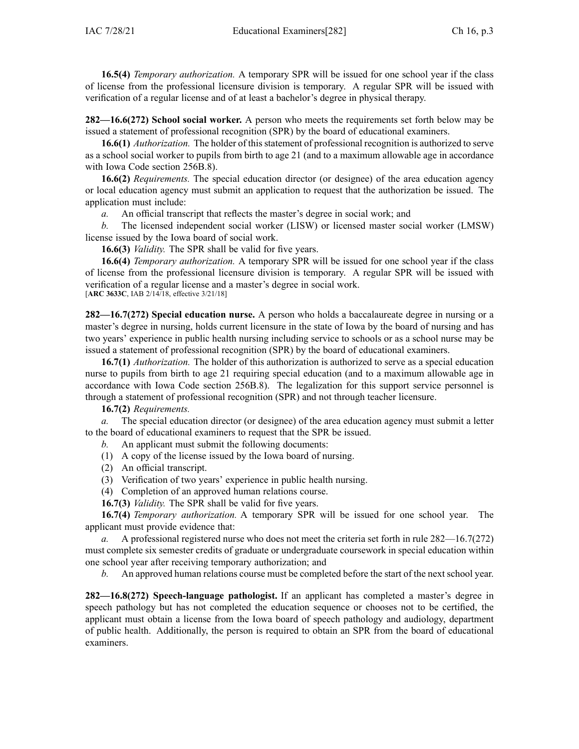**16.5(4)** *Temporary authorization.* A temporary SPR will be issued for one school year if the class of license from the professional licensure division is temporary. A regular SPR will be issued with verification of a regular license and of at least a bachelor's degree in physical therapy.

**282—16.6(272) School social worker.** A person who meets the requirements set forth below may be issued a statement of professional recognition (SPR) by the board of educational examiners.

**16.6(1)** *Authorization.* The holder of this statement of professional recognition is authorized to serve as a school social worker to pupils from birth to age 21 (and to a maximum allowable age in accordance with Iowa Code section 256B.8).

**16.6(2)** *Requirements.* The special education director (or designee) of the area education agency or local education agency must submit an application to request that the authorization be issued. The application must include:

*a.* An official transcript that reflects the master's degree in social work; and

*b.* The licensed independent social worker (LISW) or licensed master social worker (LMSW) license issued by the Iowa board of social work.

**16.6(3)** *Validity.* The SPR shall be valid for five years.

**16.6(4)** *Temporary authorization.* A temporary SPR will be issued for one school year if the class of license from the professional licensure division is temporary. A regular SPR will be issued with verification of a regular license and a master's degree in social work.
[**ARC 3633C**, IAB 2/14/18, effective 3/21/18]

**282—16.7(272) Special education nurse.** A person who holds a baccalaureate degree in nursing or a master's degree in nursing, holds current licensure in the state of Iowa by the board of nursing and has two years' experience in public health nursing including service to schools or as a school nurse may be issued a statement of professional recognition (SPR) by the board of educational examiners.

**16.7(1)** *Authorization.* The holder of this authorization is authorized to serve as a special education nurse to pupils from birth to age 21 requiring special education (and to a maximum allowable age in accordance with Iowa Code section 256B.8). The legalization for this support service personnel is through a statement of professional recognition (SPR) and not through teacher licensure.

**16.7(2)** *Requirements.*

*a.* The special education director (or designee) of the area education agency must submit a letter to the board of educational examiners to request that the SPR be issued.

*b.* An applicant must submit the following documents:

(1) A copy of the license issued by the Iowa board of nursing.

(2) An official transcript.

(3) Verification of two years' experience in public health nursing.

(4) Completion of an approved human relations course.

**16.7(3)** *Validity.* The SPR shall be valid for five years.

**16.7(4)** *Temporary authorization.* A temporary SPR will be issued for one school year. The applicant must provide evidence that:

*a.* A professional registered nurse who does not meet the criteria set forth in rule 282—16.7(272) must complete six semester credits of graduate or undergraduate coursework in special education within one school year after receiving temporary authorization; and

*b.* An approved human relations course must be completed before the start of the next school year.

**282—16.8(272) Speech-language pathologist.** If an applicant has completed a master's degree in speech pathology but has not completed the education sequence or chooses not to be certified, the applicant must obtain a license from the Iowa board of speech pathology and audiology, department of public health. Additionally, the person is required to obtain an SPR from the board of educational examiners.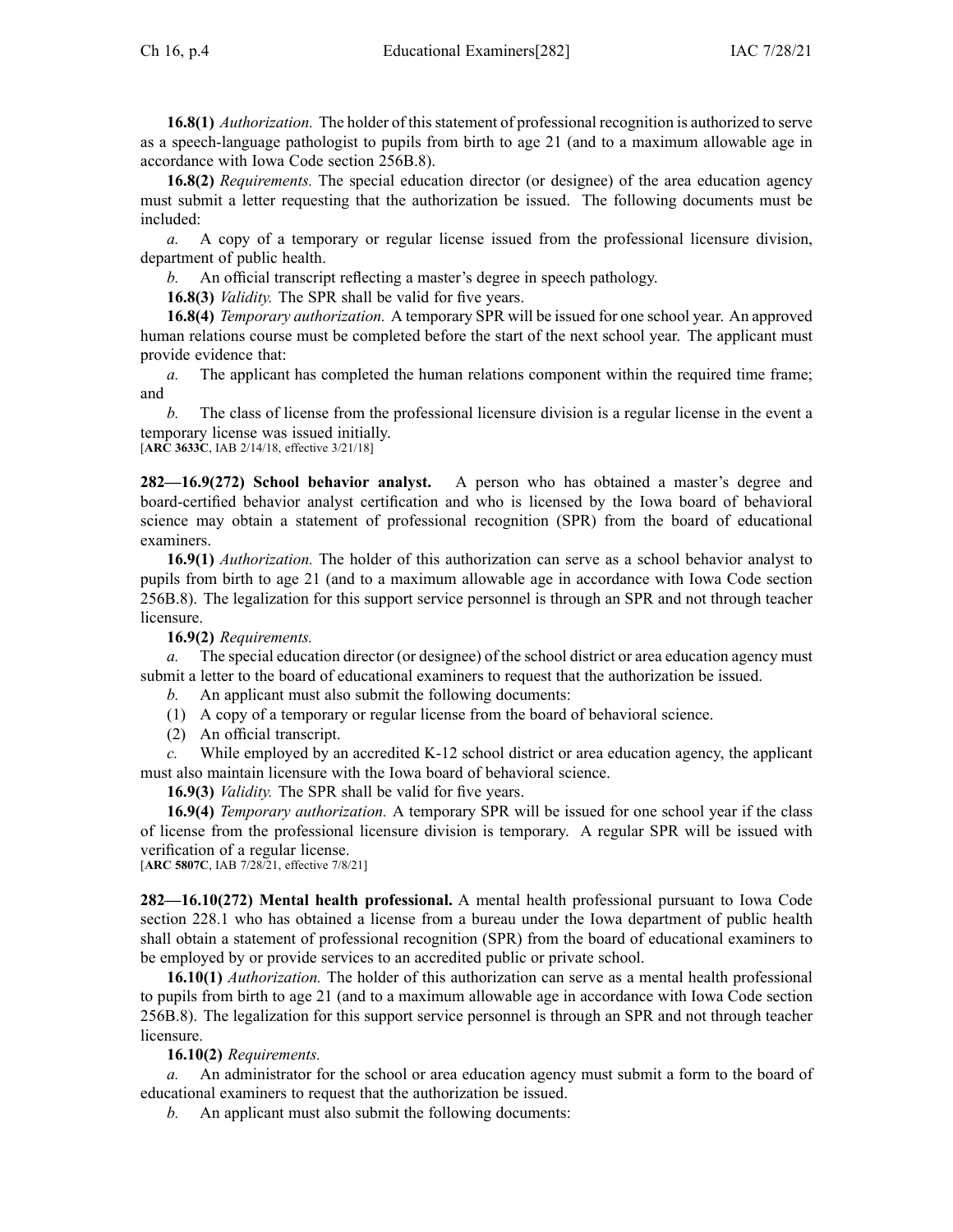**16.8(1)** *Authorization.* The holder of this statement of professional recognition is authorized to serve as a speech-language pathologist to pupils from birth to age 21 (and to a maximum allowable age in accordance with Iowa Code section 256B.8).

**16.8(2)** *Requirements.* The special education director (or designee) of the area education agency must submit a letter requesting that the authorization be issued. The following documents must be included:

*a.* A copy of a temporary or regular license issued from the professional licensure division, department of public health.

*b.* An official transcript reflecting a master's degree in speech pathology.

**16.8(3)** *Validity.* The SPR shall be valid for five years.

**16.8(4)** *Temporary authorization.* A temporary SPR will be issued for one school year. An approved human relations course must be completed before the start of the next school year. The applicant must provide evidence that:

*a.* The applicant has completed the human relations component within the required time frame; and

*b.* The class of license from the professional licensure division is a regular license in the event a temporary license was issued initially.

[**ARC 3633C**, IAB 2/14/18, effective 3/21/18]

**282—16.9(272) School behavior analyst.** A person who has obtained a master's degree and board-certified behavior analyst certification and who is licensed by the Iowa board of behavioral science may obtain a statement of professional recognition (SPR) from the board of educational examiners.

**16.9(1)** *Authorization.* The holder of this authorization can serve as a school behavior analyst to pupils from birth to age 21 (and to a maximum allowable age in accordance with Iowa Code section 256B.8). The legalization for this support service personnel is through an SPR and not through teacher licensure.

**16.9(2)** *Requirements.*

*a.* The special education director (or designee) of the school district or area education agency must submit a letter to the board of educational examiners to request that the authorization be issued.

*b.* An applicant must also submit the following documents:

(1) A copy of a temporary or regular license from the board of behavioral science.

(2) An official transcript.

*c.* While employed by an accredited K-12 school district or area education agency, the applicant must also maintain licensure with the Iowa board of behavioral science.

**16.9(3)** *Validity.* The SPR shall be valid for five years.

**16.9(4)** *Temporary authorization.* A temporary SPR will be issued for one school year if the class of license from the professional licensure division is temporary. A regular SPR will be issued with verification of a regular license.

[**ARC 5807C**, IAB 7/28/21, effective 7/8/21]

**282—16.10(272) Mental health professional.** A mental health professional pursuant to Iowa Code section 228.1 who has obtained a license from a bureau under the Iowa department of public health shall obtain a statement of professional recognition (SPR) from the board of educational examiners to be employed by or provide services to an accredited public or private school.

**16.10(1)** *Authorization.* The holder of this authorization can serve as a mental health professional to pupils from birth to age 21 (and to a maximum allowable age in accordance with Iowa Code section 256B.8). The legalization for this support service personnel is through an SPR and not through teacher licensure.

**16.10(2)** *Requirements.*

*a.* An administrator for the school or area education agency must submit a form to the board of educational examiners to request that the authorization be issued.

*b.* An applicant must also submit the following documents: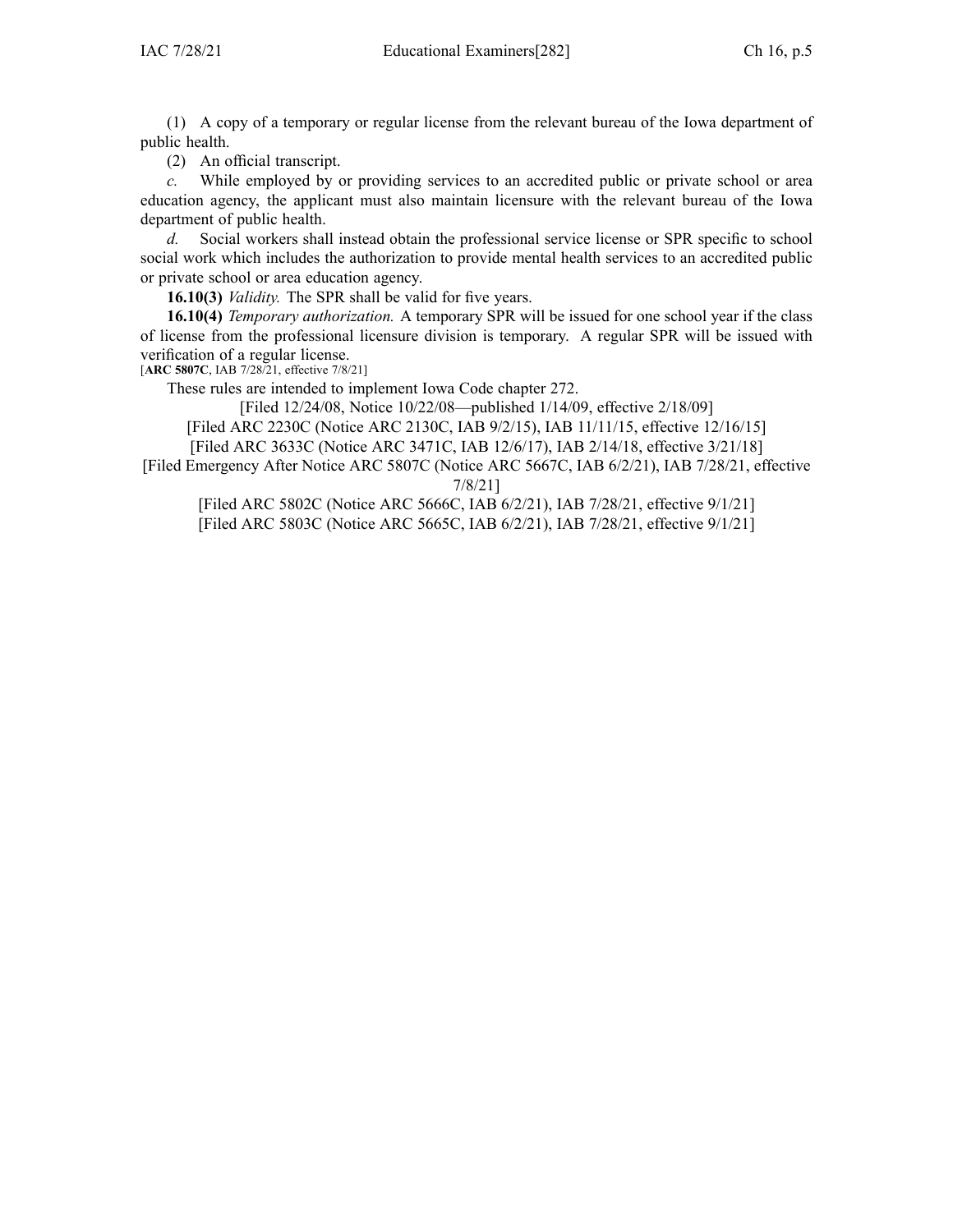(1) A copy of a temporary or regular license from the relevant bureau of the Iowa department of public health.

(2) An official transcript.

*c.* While employed by or providing services to an accredited public or private school or area education agency, the applicant must also maintain licensure with the relevant bureau of the Iowa department of public health.

*d.* Social workers shall instead obtain the professional service license or SPR specific to school social work which includes the authorization to provide mental health services to an accredited public or private school or area education agency.

**16.10(3)** *Validity.* The SPR shall be valid for five years.

**16.10(4)** *Temporary authorization.* A temporary SPR will be issued for one school year if the class of license from the professional licensure division is temporary. A regular SPR will be issued with verification of a regular license.

[**ARC 5807C**, IAB 7/28/21, effective 7/8/21]

These rules are intended to implement Iowa Code chapter 272.

[Filed 12/24/08, Notice 10/22/08—published 1/14/09, effective 2/18/09]

[Filed ARC 2230C (Notice ARC 2130C, IAB 9/2/15), IAB 11/11/15, effective 12/16/15]

[Filed ARC 3633C (Notice ARC 3471C, IAB 12/6/17), IAB 2/14/18, effective 3/21/18]

[Filed Emergency After Notice ARC 5807C (Notice ARC 5667C, IAB 6/2/21), IAB 7/28/21, effective 7/8/21]

[Filed ARC 5802C (Notice ARC 5666C, IAB 6/2/21), IAB 7/28/21, effective 9/1/21]

[Filed ARC 5803C (Notice ARC 5665C, IAB 6/2/21), IAB 7/28/21, effective 9/1/21]